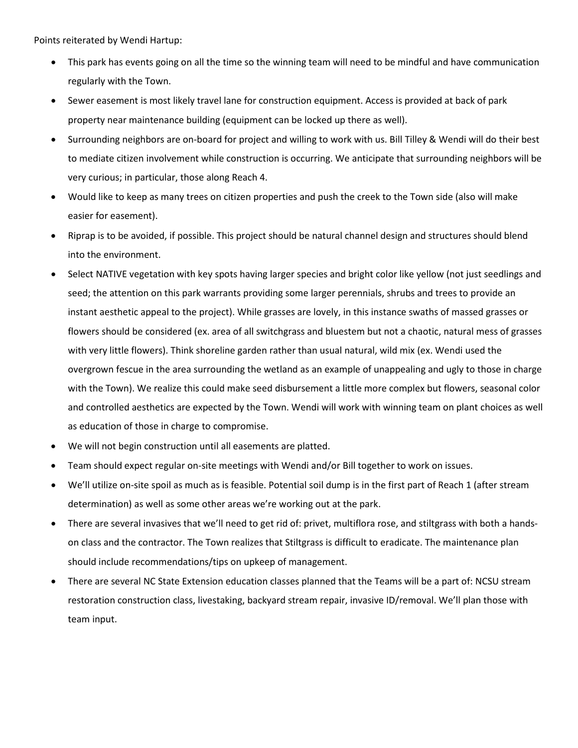Points reiterated by Wendi Hartup:

- This park has events going on all the time so the winning team will need to be mindful and have communication regularly with the Town.
- Sewer easement is most likely travel lane for construction equipment. Access is provided at back of park property near maintenance building (equipment can be locked up there as well).
- Surrounding neighbors are on-board for project and willing to work with us. Bill Tilley & Wendi will do their best to mediate citizen involvement while construction is occurring. We anticipate that surrounding neighbors will be very curious; in particular, those along Reach 4.
- Would like to keep as many trees on citizen properties and push the creek to the Town side (also will make easier for easement).
- Riprap is to be avoided, if possible. This project should be natural channel design and structures should blend into the environment.
- Select NATIVE vegetation with key spots having larger species and bright color like yellow (not just seedlings and seed; the attention on this park warrants providing some larger perennials, shrubs and trees to provide an instant aesthetic appeal to the project). While grasses are lovely, in this instance swaths of massed grasses or flowers should be considered (ex. area of all switchgrass and bluestem but not a chaotic, natural mess of grasses with very little flowers). Think shoreline garden rather than usual natural, wild mix (ex. Wendi used the overgrown fescue in the area surrounding the wetland as an example of unappealing and ugly to those in charge with the Town). We realize this could make seed disbursement a little more complex but flowers, seasonal color and controlled aesthetics are expected by the Town. Wendi will work with winning team on plant choices as well as education of those in charge to compromise.
- We will not begin construction until all easements are platted.
- Team should expect regular on-site meetings with Wendi and/or Bill together to work on issues.
- We'll utilize on-site spoil as much as is feasible. Potential soil dump is in the first part of Reach 1 (after stream determination) as well as some other areas we're working out at the park.
- There are several invasives that we'll need to get rid of: privet, multiflora rose, and stiltgrass with both a hands-on class and the contractor. The Town realizes that Stiltgrass is difficult to eradicate. The maintenance plan should include recommendations/tips on upkeep of management.
- There are several NC State Extension education classes planned that the Teams will be a part of: NCSU stream restoration construction class, livestaking, backyard stream repair, invasive ID/removal. We'll plan those with team input.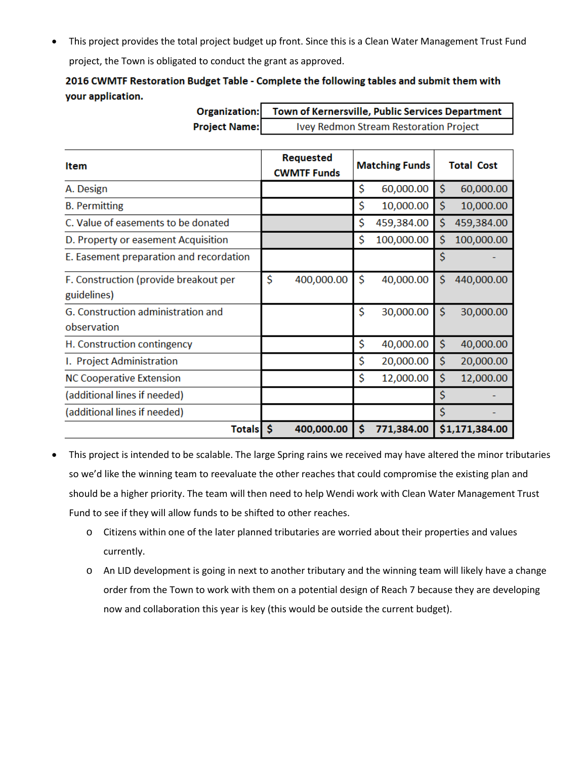- This project provides the total project budget up front. Since this is a Clean Water Management Trust Fund project, the Town is obligated to conduct the grant as approved.

**2016 CWMTF Restoration Budget Table - Complete the following tables and submit them with your application.**

| | |
|---|---|
| **Organization:** | **Town of Kernersville, Public Services Department** |
| **Project Name:** | Ivey Redmon Stream Restoration Project |

| Item | Requested CWMTF Funds | Matching Funds | Total Cost |
|---|---|---|---|
| A. Design | | $ 60,000.00 | $ 60,000.00 |
| B. Permitting | | $ 10,000.00 | $ 10,000.00 |
| C. Value of easements to be donated | | $ 459,384.00 | $ 459,384.00 |
| D. Property or easement Acquisition | | $ 100,000.00 | $ 100,000.00 |
| E. Easement preparation and recordation | | | $ - |
| F. Construction (provide breakout per guidelines) | $ 400,000.00 | $ 40,000.00 | $ 440,000.00 |
| G. Construction administration and observation | | $ 30,000.00 | $ 30,000.00 |
| H. Construction contingency | | $ 40,000.00 | $ 40,000.00 |
| I. Project Administration | | $ 20,000.00 | $ 20,000.00 |
| NC Cooperative Extension | | $ 12,000.00 | $ 12,000.00 |
| (additional lines if needed) | | | $ - |
| (additional lines if needed) | | | $ - |
| **Totals** | **$ 400,000.00** | **$ 771,384.00** | **$1,171,384.00** |

- This project is intended to be scalable. The large Spring rains we received may have altered the minor tributaries so we'd like the winning team to reevaluate the other reaches that could compromise the existing plan and should be a higher priority. The team will then need to help Wendi work with Clean Water Management Trust Fund to see if they will allow funds to be shifted to other reaches.
  - Citizens within one of the later planned tributaries are worried about their properties and values currently.
  - An LID development is going in next to another tributary and the winning team will likely have a change order from the Town to work with them on a potential design of Reach 7 because they are developing now and collaboration this year is key (this would be outside the current budget).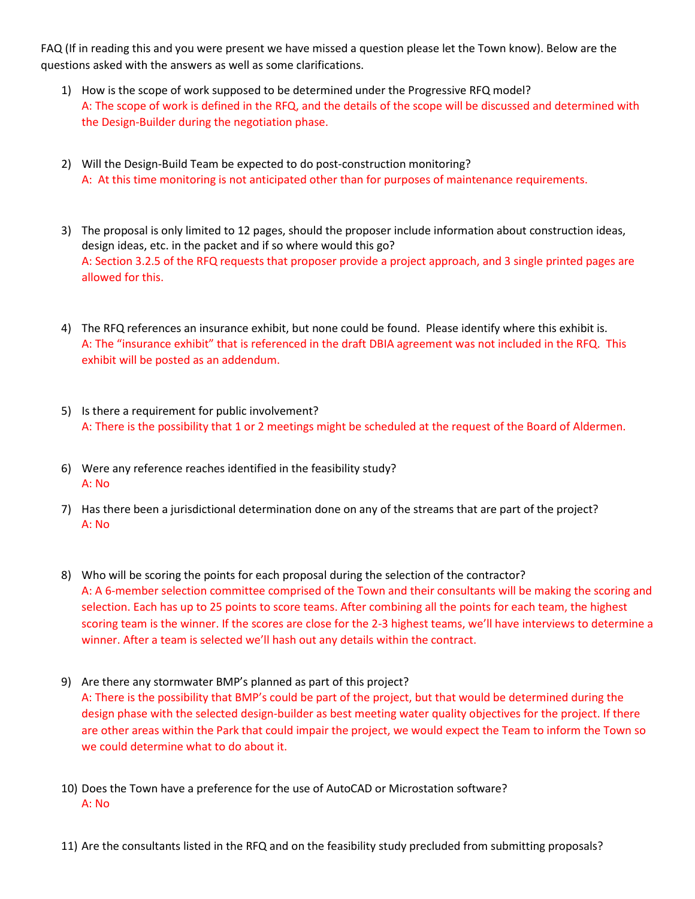FAQ (If in reading this and you were present we have missed a question please let the Town know). Below are the questions asked with the answers as well as some clarifications.

1) How is the scope of work supposed to be determined under the Progressive RFQ model?
   A: The scope of work is defined in the RFQ, and the details of the scope will be discussed and determined with the Design-Builder during the negotiation phase.

2) Will the Design-Build Team be expected to do post-construction monitoring?
   A: At this time monitoring is not anticipated other than for purposes of maintenance requirements.

3) The proposal is only limited to 12 pages, should the proposer include information about construction ideas, design ideas, etc. in the packet and if so where would this go?
   A: Section 3.2.5 of the RFQ requests that proposer provide a project approach, and 3 single printed pages are allowed for this.

4) The RFQ references an insurance exhibit, but none could be found. Please identify where this exhibit is.
   A: The "insurance exhibit" that is referenced in the draft DBIA agreement was not included in the RFQ. This exhibit will be posted as an addendum.

5) Is there a requirement for public involvement?
   A: There is the possibility that 1 or 2 meetings might be scheduled at the request of the Board of Aldermen.

6) Were any reference reaches identified in the feasibility study?
   A: No

7) Has there been a jurisdictional determination done on any of the streams that are part of the project?
   A: No

8) Who will be scoring the points for each proposal during the selection of the contractor?
   A: A 6-member selection committee comprised of the Town and their consultants will be making the scoring and selection. Each has up to 25 points to score teams. After combining all the points for each team, the highest scoring team is the winner. If the scores are close for the 2-3 highest teams, we'll have interviews to determine a winner. After a team is selected we'll hash out any details within the contract.

9) Are there any stormwater BMP's planned as part of this project?
   A: There is the possibility that BMP's could be part of the project, but that would be determined during the design phase with the selected design-builder as best meeting water quality objectives for the project. If there are other areas within the Park that could impair the project, we would expect the Team to inform the Town so we could determine what to do about it.

10) Does the Town have a preference for the use of AutoCAD or Microstation software?
    A: No

11) Are the consultants listed in the RFQ and on the feasibility study precluded from submitting proposals?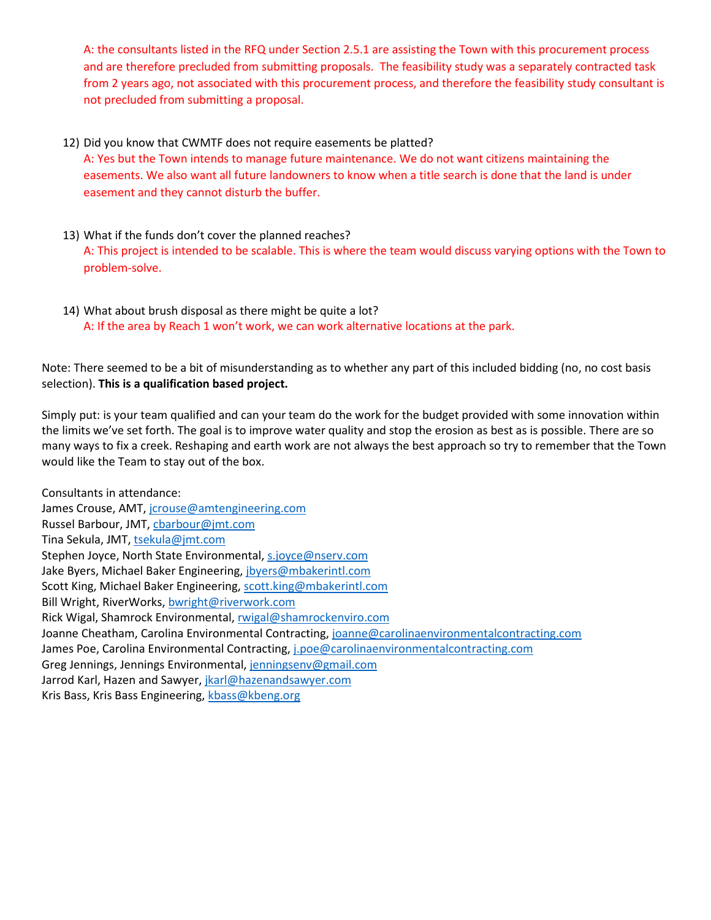A: the consultants listed in the RFQ under Section 2.5.1 are assisting the Town with this procurement process and are therefore precluded from submitting proposals. The feasibility study was a separately contracted task from 2 years ago, not associated with this procurement process, and therefore the feasibility study consultant is not precluded from submitting a proposal.

12) Did you know that CWMTF does not require easements be platted?
A: Yes but the Town intends to manage future maintenance. We do not want citizens maintaining the easements. We also want all future landowners to know when a title search is done that the land is under easement and they cannot disturb the buffer.

13) What if the funds don't cover the planned reaches?
A: This project is intended to be scalable. This is where the team would discuss varying options with the Town to problem-solve.

14) What about brush disposal as there might be quite a lot?
A: If the area by Reach 1 won't work, we can work alternative locations at the park.

Note: There seemed to be a bit of misunderstanding as to whether any part of this included bidding (no, no cost basis selection). **This is a qualification based project.**

Simply put: is your team qualified and can your team do the work for the budget provided with some innovation within the limits we've set forth. The goal is to improve water quality and stop the erosion as best as is possible. There are so many ways to fix a creek. Reshaping and earth work are not always the best approach so try to remember that the Town would like the Team to stay out of the box.

Consultants in attendance:
James Crouse, AMT, jcrouse@amtengineering.com
Russel Barbour, JMT, cbarbour@jmt.com
Tina Sekula, JMT, tsekula@jmt.com
Stephen Joyce, North State Environmental, s.joyce@nserv.com
Jake Byers, Michael Baker Engineering, jbyers@mbakerintl.com
Scott King, Michael Baker Engineering, scott.king@mbakerintl.com
Bill Wright, RiverWorks, bwright@riverwork.com
Rick Wigal, Shamrock Environmental, rwigal@shamrockenviro.com
Joanne Cheatham, Carolina Environmental Contracting, joanne@carolinaenvironmentalcontracting.com
James Poe, Carolina Environmental Contracting, j.poe@carolinaenvironmentalcontracting.com
Greg Jennings, Jennings Environmental, jenningsenv@gmail.com
Jarrod Karl, Hazen and Sawyer, jkarl@hazenandsawyer.com
Kris Bass, Kris Bass Engineering, kbass@kbeng.org